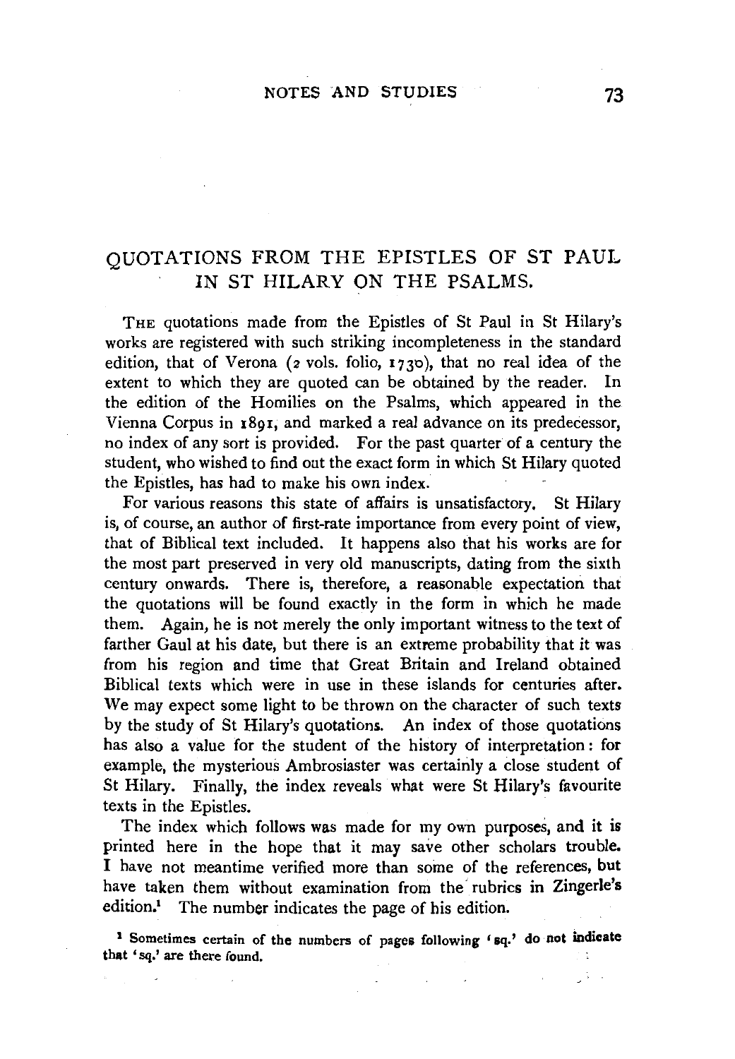# QUOTATIONS FROM THE EPISTLES OF ST PAUL IN ST HILARY ON THE PSALMS.

THE quotations made from the Epistles of St Paul in St Hilary's works are registered with such striking incompleteness in the standard edition, that of Verona (2 vols. folio, 1730), that no real idea of the extent to which they are quoted can be obtained by the reader. In the edition of the Homilies on the Psalms, which appeared in the Vienna Corpus in 1891, and marked a real advance on its predecessor, no index of any sort is provided. For the past quarter of a century the student, who wished to find out the exact form in which St Hilary quoted the Epistles, has had to make his own index.

For various reasons this state of affairs is unsatisfactory. St Hilary is, of course, an author of first-rate importance from every point of view, that of Biblical text included. It happens also that his works are for the most part preserved in very old manuscripts, dating from the sixth century onwards. There is, therefore, a reasonable expectation that the quotations will be found exactly in the form in which he made them. Again, he is not merely the only important witness to the text of farther Gaul at his date, but there is an extreme probability that it was from his region and time that Great Britain and Ireland obtained Biblical texts which were in use in these islands for centuries after. We may expect some light to be thrown on the character of such texts by the study of St Hilary's quotations. An index of those quotations has also a value for the student of the history of interpretation: for example, the mysterious Ambrosiaster was certainly a close student of St Hilary. Finally, the index reveals what were St Hilary's favourite texts in the Epistles.

The index which follows was made for my own purposes, and it is printed here in the hope that it may save other scholars trouble. I have not meantime verified more than some of the references, but have taken them without examination from the rubrics in Zingerle's edition.[1] The number indicates the page of his edition.

[1] Sometimes certain of the numbers of pages following 'sq.' do not indicate that 'sq.' are there found.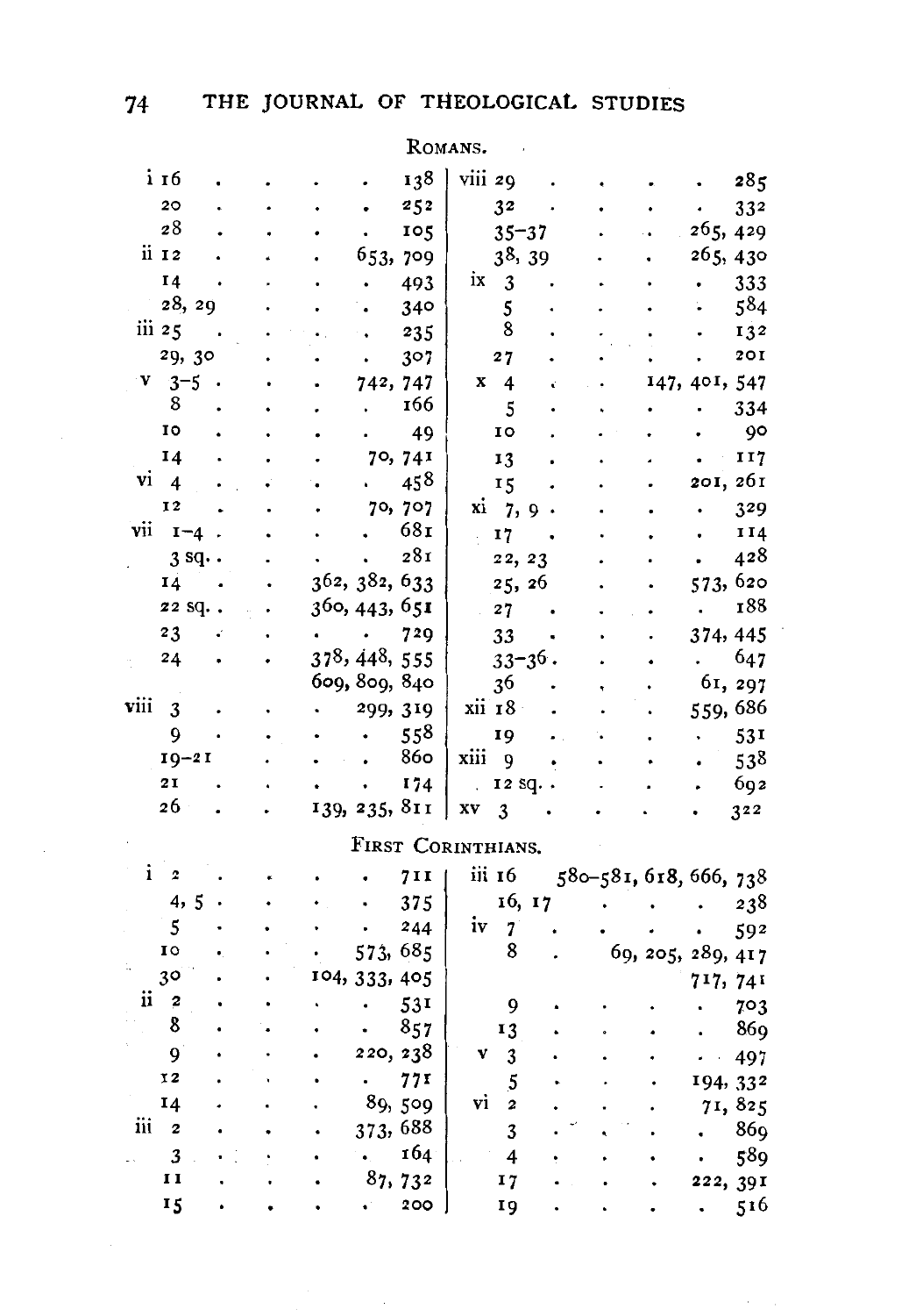## ROMANS.

| Reference | Pages | Reference | Pages |
|---|---|---|---|
| i 16 | 138 | viii 29 | 285 |
| 20 | 252 | 32 | 332 |
| 28 | 105 | 35–37 | 265, 429 |
| ii 12 | 653, 709 | 38, 39 | 265, 430 |
| 14 | 493 | ix 3 | 333 |
| 28, 29 | 340 | 5 | 584 |
| iii 25 | 235 | 8 | 132 |
| 29, 30 | 307 | 27 | 201 |
| v 3–5 | 742, 747 | x 4 | 147, 401, 547 |
| 8 | 166 | 5 | 334 |
| 10 | 49 | 10 | 90 |
| 14 | 70, 741 | 13 | 117 |
| vi 4 | 458 | 15 | 201, 261 |
| 12 | 70, 707 | xi 7, 9 | 329 |
| vii 1–4 | 681 | 17 | 114 |
| 3 sq. | 281 | 22, 23 | 428 |
| 14 | 362, 382, 633 | 25, 26 | 573, 620 |
| 22 sq. | 360, 443, 651 | 27 | 188 |
| 23 | 729 | 33 | 374, 445 |
| 24 | 378, 448, 555 609, 809, 840 | 33–36 | 647 |
| | | 36 | 61, 297 |
| viii 3 | 299, 319 | xii 18 | 559, 686 |
| 9 | 558 | 19 | 531 |
| 19–21 | 860 | xiii 9 | 538 |
| 21 | 174 | 12 sq. | 692 |
| 26 | 139, 235, 811 | xv 3 | 322 |

## FIRST CORINTHIANS.

| Reference | Pages | Reference | Pages |
|---|---|---|---|
| i 2 | 711 | iii 16 | 580–581, 618, 666, 738 |
| 4, 5 | 375 | 16, 17 | 238 |
| 5 | 244 | iv 7 | 592 |
| 10 | 573, 685 | 8 | 69, 205, 289, 417 717, 741 |
| 30 | 104, 333, 405 | | |
| ii 2 | 531 | 9 | 703 |
| 8 | 857 | 13 | 869 |
| 9 | 220, 238 | v 3 | 497 |
| 12 | 771 | 5 | 194, 332 |
| 14 | 89, 509 | vi 2 | 71, 825 |
| iii 2 | 373, 688 | 3 | 869 |
| 3 | 164 | 4 | 589 |
| 11 | 87, 732 | 17 | 222, 391 |
| 15 | 200 | 19 | 516 |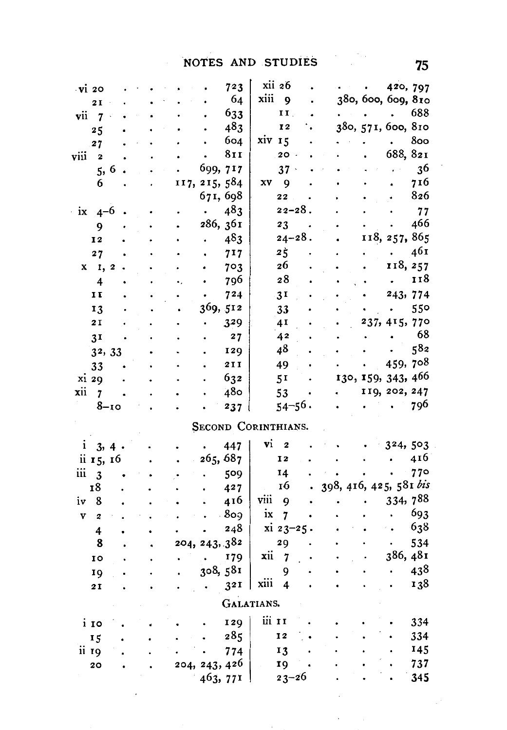| | |
|---|---|
| vi 20 | 723 |
| 21 | 64 |
| vii 7 | 633 |
| 25 | 483 |
| 27 | 604 |
| viii 2 | 811 |
| 5, 6 | 699, 717 |
| 6 | 117, 215, 584, 671, 698 |
| ix 4–6 | 483 |
| 9 | 286, 361 |
| 12 | 483 |
| 27 | 717 |
| x 1, 2 | 703 |
| 4 | 796 |
| 11 | 724 |
| 13 | 369, 512 |
| 21 | 329 |
| 31 | 27 |
| 32, 33 | 129 |
| 33 | 211 |
| xi 29 | 632 |
| xii 7 | 480 |
| 8–10 | 237 |
| xii 26 | 420, 797 |
| xiii 9 | 380, 600, 609, 810 |
| 11 | 688 |
| 12 | 380, 571, 600, 810 |
| xiv 15 | 800 |
| 20 | 688, 821 |
| 37 | 36 |
| xv 9 | 716 |
| 22 | 826 |
| 22–28 | 77 |
| 23 | 466 |
| 24–28 | 118, 257, 865 |
| 25 | 461 |
| 26 | 118, 257 |
| 28 | 118 |
| 31 | 243, 774 |
| 33 | 550 |
| 41 | 237, 415, 770 |
| 42 | 68 |
| 48 | 582 |
| 49 | 459, 708 |
| 51 | 130, 159, 343, 466 |
| 53 | 119, 202, 247 |
| 54–56 | 796 |

SECOND CORINTHIANS.

| | |
|---|---|
| i 3, 4 | 447 |
| ii 15, 16 | 265, 687 |
| iii 3 | 509 |
| 18 | 427 |
| iv 8 | 416 |
| v 2 | 809 |
| 4 | 248 |
| 8 | 204, 243, 382 |
| 10 | 179 |
| 19 | 308, 581 |
| 21 | 321 |
| vi 2 | 324, 503 |
| 12 | 416 |
| 14 | 770 |
| 16 | 398, 416, 425, 581 *bis* |
| viii 9 | 334, 788 |
| ix 7 | 693 |
| xi 23–25 | 638 |
| 29 | 534 |
| xii 7 | 386, 481 |
| 9 | 438 |
| xiii 4 | 138 |

GALATIANS.

| | |
|---|---|
| i 10 | 129 |
| 15 | 285 |
| ii 19 | 774 |
| 20 | 204, 243, 426, 463, 771 |
| iii 11 | 334 |
| 12 | 334 |
| 13 | 145 |
| 19 | 737 |
| 23–26 | 345 |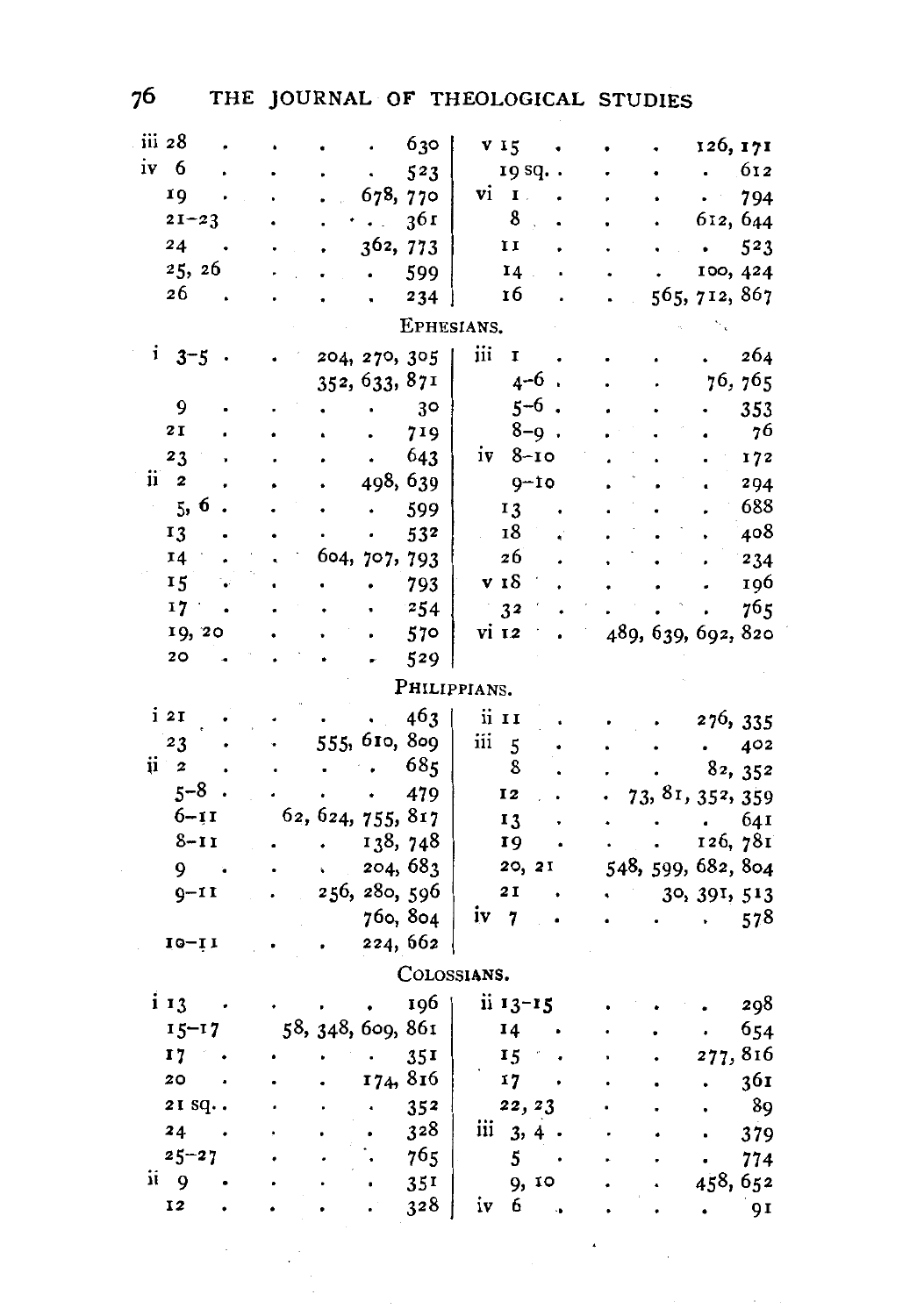| | | | |
|---|---|---|---|
| iii 28 | 630 | v 15 | 126, 171 |
| iv 6 | 523 | 19 sq. | 612 |
| 19 | 678, 770 | vi 1 | 794 |
| 21–23 | 361 | 8 | 612, 644 |
| 24 | 362, 773 | 11 | 523 |
| 25, 26 | 599 | 14 | 100, 424 |
| 26 | 234 | 16 | 565, 712, 867 |

EPHESIANS.

| | | | |
|---|---|---|---|
| i 3–5 | 204, 270, 305, 352, 633, 871 | iii 1 | 264 |
| | | 4–6 | 76, 765 |
| 9 | 30 | 5–6 | 353 |
| 21 | 719 | 8–9 | 76 |
| 23 | 643 | iv 8–10 | 172 |
| ii 2 | 498, 639 | 9–10 | 294 |
| 5, 6 | 599 | 13 | 688 |
| 13 | 532 | 18 | 408 |
| 14 | 604, 707, 793 | 26 | 234 |
| 15 | 793 | v 18 | 196 |
| 17 | 254 | 32 | 765 |
| 19, 20 | 570 | vi 12 | 489, 639, 692, 820 |
| 20 | 529 | | |

PHILIPPIANS.

| | | | |
|---|---|---|---|
| i 21 | 463 | ii 11 | 276, 335 |
| 23 | 555, 610, 809 | iii 5 | 402 |
| ii 2 | 685 | 8 | 82, 352 |
| 5–8 | 479 | 12 | 73, 81, 352, 359 |
| 6–11 | 62, 624, 755, 817 | 13 | 641 |
| 8–11 | 138, 748 | 19 | 126, 781 |
| 9 | 204, 683 | 20, 21 | 548, 599, 682, 804 |
| 9–11 | 256, 280, 596, 760, 804 | 21 | 30, 391, 513 |
| | | iv 7 | 578 |
| 10–11 | 224, 662 | | |

COLOSSIANS.

| | | | |
|---|---|---|---|
| i 13 | 196 | ii 13–15 | 298 |
| 15–17 | 58, 348, 609, 861 | 14 | 654 |
| 17 | 351 | 15 | 277, 816 |
| 20 | 174, 816 | 17 | 361 |
| 21 sq. | 352 | 22, 23 | 89 |
| 24 | 328 | iii 3, 4 | 379 |
| 25–27 | 765 | 5 | 774 |
| ii 9 | 351 | 9, 10 | 458, 652 |
| 12 | 328 | iv 6 | 91 |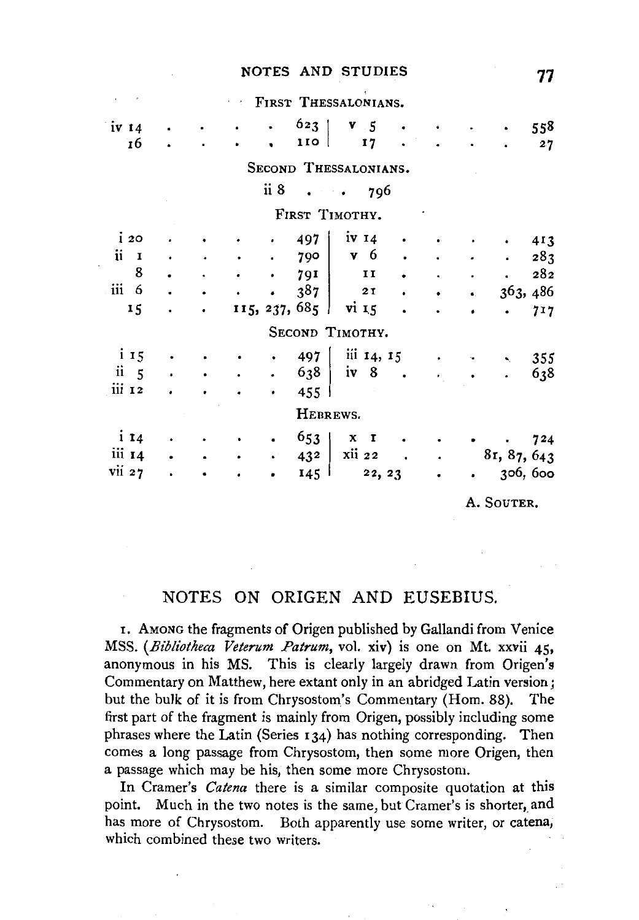FIRST THESSALONIANS.

| | | | |
|---|---|---|---|
| iv 14 | 623 | v 5 | 558 |
| 16 | 110 | 17 | 27 |

SECOND THESSALONIANS.

| | |
|---|---|
| ii 8 | 796 |

FIRST TIMOTHY.

| | | | |
|---|---|---|---|
| i 20 | 497 | iv 14 | 413 |
| ii 1 | 790 | v 6 | 283 |
| 8 | 791 | 11 | 282 |
| iii 6 | 387 | 21 | 363, 486 |
| 15 | 115, 237, 685 | vi 15 | 717 |

SECOND TIMOTHY.

| | | | |
|---|---|---|---|
| i 15 | 497 | iii 14, 15 | 355 |
| ii 5 | 638 | iv 8 | 638 |
| iii 12 | 455 | | |

HEBREWS.

| | | | |
|---|---|---|---|
| i 14 | 653 | x 1 | 724 |
| iii 14 | 432 | xii 22 | 81, 87, 643 |
| vii 27 | 145 | 22, 23 | 306, 600 |

A. SOUTER.

## NOTES ON ORIGEN AND EUSEBIUS.

1. AMONG the fragments of Origen published by Gallandi from Venice MSS. (*Bibliotheca Veterum Patrum*, vol. xiv) is one on Mt. xxvii 45, anonymous in his MS. This is clearly largely drawn from Origen's Commentary on Matthew, here extant only in an abridged Latin version; but the bulk of it is from Chrysostom's Commentary (Hom. 88). The first part of the fragment is mainly from Origen, possibly including some phrases where the Latin (Series 134) has nothing corresponding. Then comes a long passage from Chrysostom, then some more Origen, then a passage which may be his, then some more Chrysostom.

In Cramer's *Catena* there is a similar composite quotation at this point. Much in the two notes is the same, but Cramer's is shorter, and has more of Chrysostom. Both apparently use some writer, or catena, which combined these two writers.